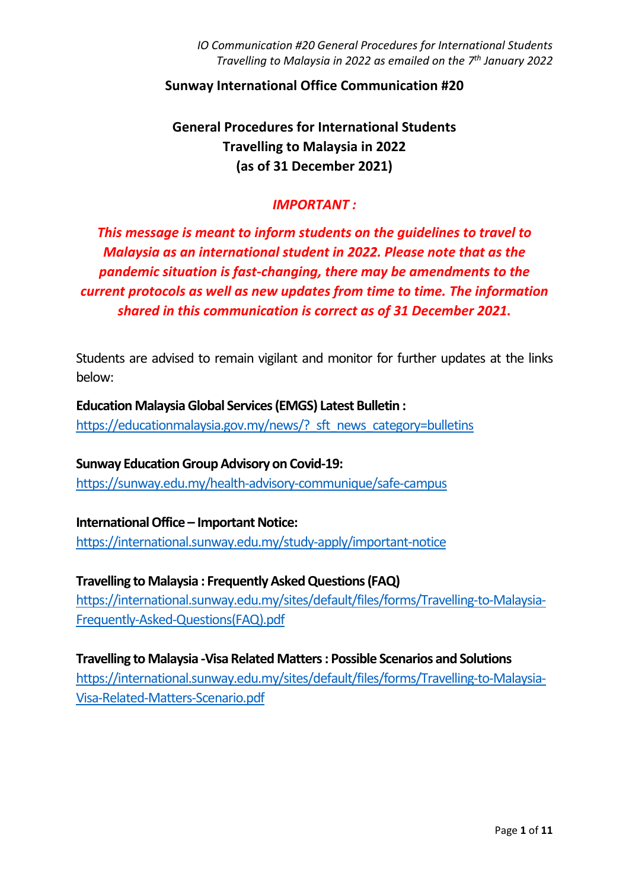## Sunway International Office Communication #20

# General Procedures for International Students Travelling to Malaysia in 2022 (as of 31 December 2021)

***IMPORTANT :***

***This message is meant to inform students on the guidelines to travel to Malaysia as an international student in 2022. Please note that as the pandemic situation is fast-changing, there may be amendments to the current protocols as well as new updates from time to time. The information shared in this communication is correct as of 31 December 2021.***

Students are advised to remain vigilant and monitor for further updates at the links below:

**Education Malaysia Global Services (EMGS) Latest Bulletin :**
https://educationmalaysia.gov.my/news/?_sft_news_category=bulletins

**Sunway Education Group Advisory on Covid-19:**
https://sunway.edu.my/health-advisory-communique/safe-campus

**International Office – Important Notice:**
https://international.sunway.edu.my/study-apply/important-notice

**Travelling to Malaysia : Frequently Asked Questions (FAQ)**
https://international.sunway.edu.my/sites/default/files/forms/Travelling-to-Malaysia-Frequently-Asked-Questions(FAQ).pdf

**Travelling to Malaysia -Visa Related Matters : Possible Scenarios and Solutions**
https://international.sunway.edu.my/sites/default/files/forms/Travelling-to-Malaysia-Visa-Related-Matters-Scenario.pdf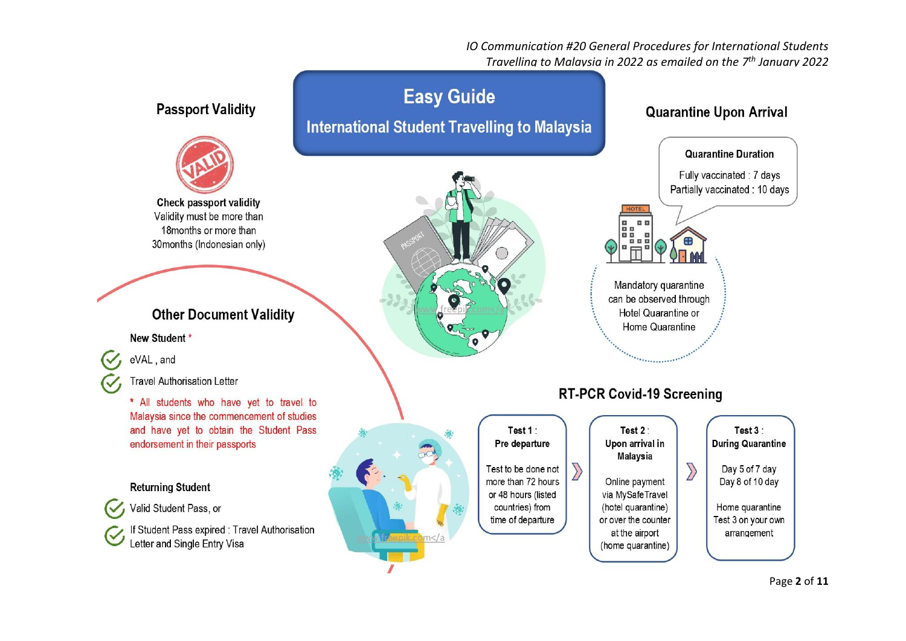*IO Communication #20 General Procedures for International Students Travelling to Malaysia in 2022 as emailed on the 7th January 2022*

# Easy Guide

## International Student Travelling to Malaysia

### Passport Validity

**Check passport validity**
Validity must be more than 18months or more than 30months (Indonesian only)

### Other Document Validity

**New Student** *

- eVAL , and
- Travel Authorisation Letter

* All students who have yet to travel to Malaysia since the commencement of studies and have yet to obtain the Student Pass endorsement in their passports

**Returning Student**

- Valid Student Pass, or
- If Student Pass expired : Travel Authorisation Letter and Single Entry Visa

### Quarantine Upon Arrival

**Quarantine Duration**

Fully vaccinated : 7 days
Partially vaccinated : 10 days

Mandatory quarantine can be observed through Hotel Quarantine or Home Quarantine

### RT-PCR Covid-19 Screening

**Test 1 : Pre departure**

Test to be done not more than 72 hours or 48 hours (listed countries) from time of departure

**Test 2 : Upon arrival in Malaysia**

Online payment via MySafeTravel (hotel quarantine) or over the counter at the airport (home quarantine)

**Test 3 : During Quarantine**

Day 5 of 7 day
Day 8 of 10 day

Home quarantine Test 3 on your own arrangement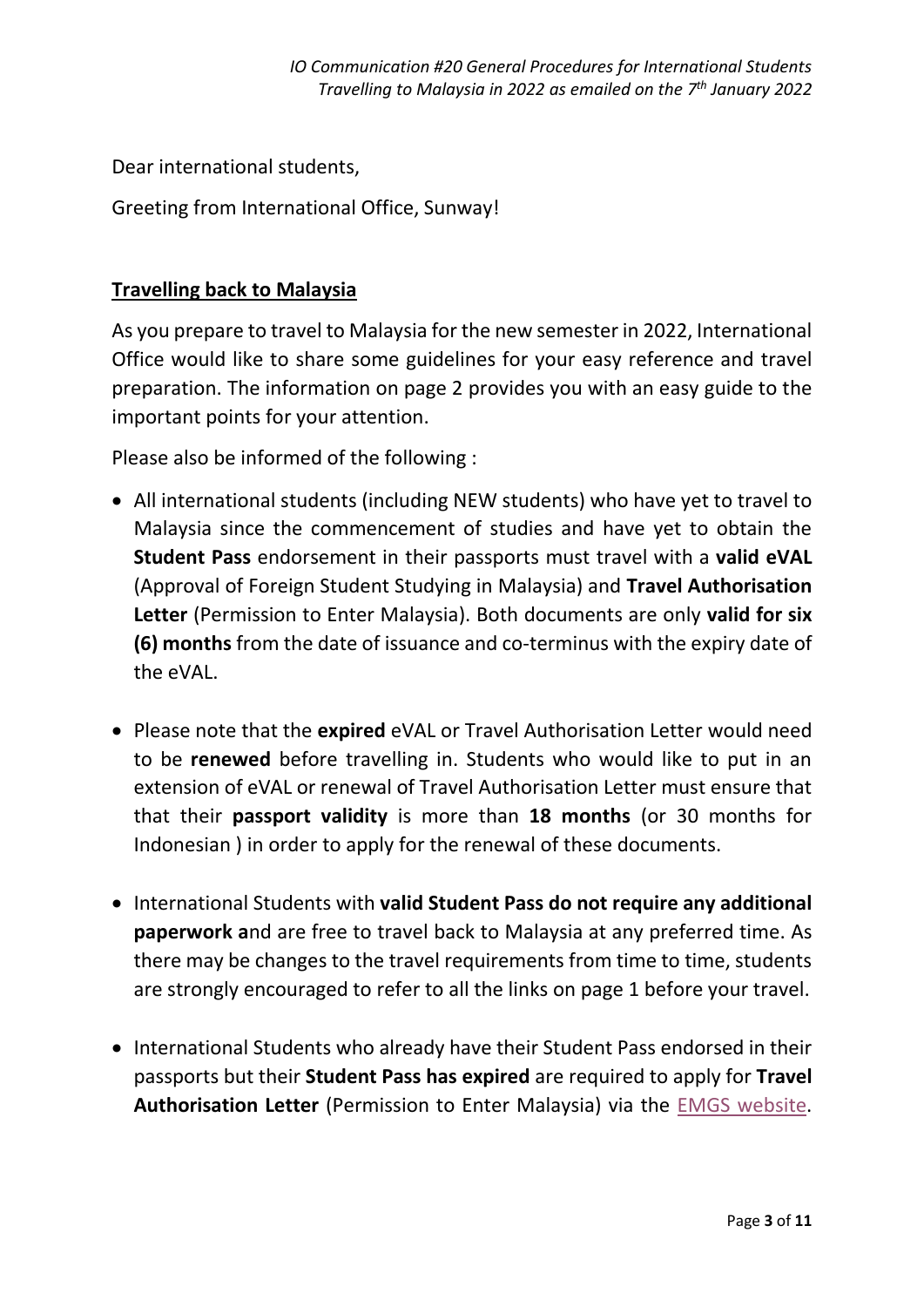*IO Communication #20 General Procedures for International Students Travelling to Malaysia in 2022 as emailed on the 7th January 2022*

Dear international students,

Greeting from International Office, Sunway!

## Travelling back to Malaysia

As you prepare to travel to Malaysia for the new semester in 2022, International Office would like to share some guidelines for your easy reference and travel preparation. The information on page 2 provides you with an easy guide to the important points for your attention.

Please also be informed of the following :

- All international students (including NEW students) who have yet to travel to Malaysia since the commencement of studies and have yet to obtain the **Student Pass** endorsement in their passports must travel with a **valid eVAL** (Approval of Foreign Student Studying in Malaysia) and **Travel Authorisation Letter** (Permission to Enter Malaysia). Both documents are only **valid for six (6) months** from the date of issuance and co-terminus with the expiry date of the eVAL.

- Please note that the **expired** eVAL or Travel Authorisation Letter would need to be **renewed** before travelling in. Students who would like to put in an extension of eVAL or renewal of Travel Authorisation Letter must ensure that that their **passport validity** is more than **18 months** (or 30 months for Indonesian ) in order to apply for the renewal of these documents.

- International Students with **valid Student Pass do not require any additional paperwork a**nd are free to travel back to Malaysia at any preferred time. As there may be changes to the travel requirements from time to time, students are strongly encouraged to refer to all the links on page 1 before your travel.

- International Students who already have their Student Pass endorsed in their passports but their **Student Pass has expired** are required to apply for **Travel Authorisation Letter** (Permission to Enter Malaysia) via the EMGS website.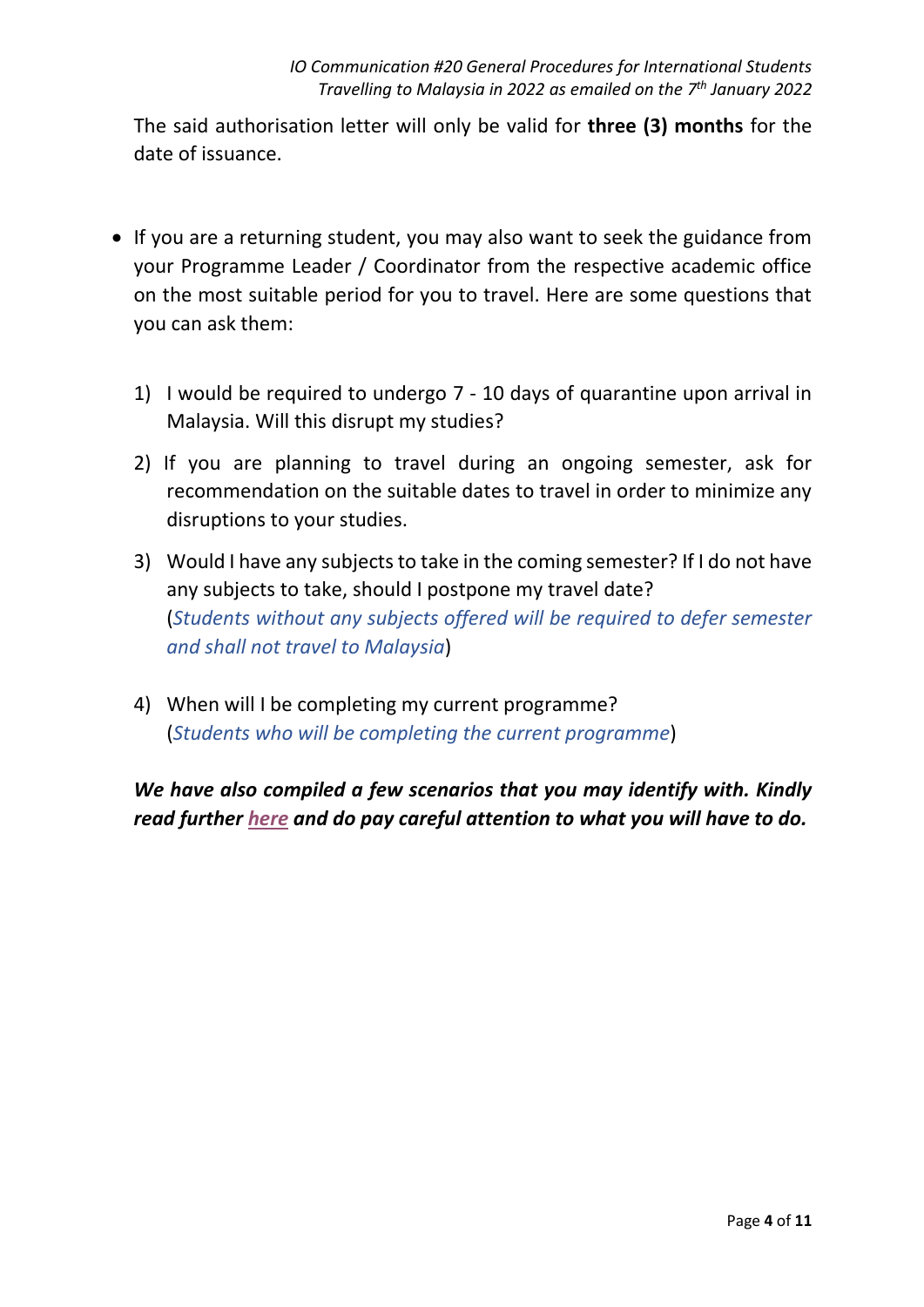The said authorisation letter will only be valid for **three (3) months** for the date of issuance.

- If you are a returning student, you may also want to seek the guidance from your Programme Leader / Coordinator from the respective academic office on the most suitable period for you to travel. Here are some questions that you can ask them:

  1) I would be required to undergo 7 - 10 days of quarantine upon arrival in Malaysia. Will this disrupt my studies?
  2) If you are planning to travel during an ongoing semester, ask for recommendation on the suitable dates to travel in order to minimize any disruptions to your studies.
  3) Would I have any subjects to take in the coming semester? If I do not have any subjects to take, should I postpone my travel date?
     (*Students without any subjects offered will be required to defer semester and shall not travel to Malaysia*)
  4) When will I be completing my current programme?
     (*Students who will be completing the current programme*)

***We have also compiled a few scenarios that you may identify with. Kindly read further here and do pay careful attention to what you will have to do.***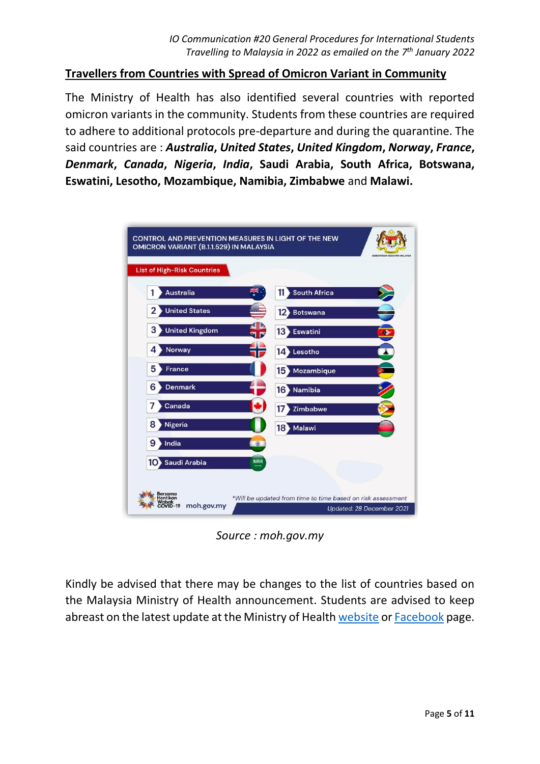## Travellers from Countries with Spread of Omicron Variant in Community

The Ministry of Health has also identified several countries with reported omicron variants in the community. Students from these countries are required to adhere to additional protocols pre-departure and during the quarantine. The said countries are : ***Australia***, ***United States***, ***United Kingdom***, ***Norway***, ***France***, ***Denmark***, ***Canada***, ***Nigeria***, ***India***, **Saudi Arabia**, **South Africa**, **Botswana**, **Eswatini, Lesotho, Mozambique, Namibia, Zimbabwe** and **Malawi.**

CONTROL AND PREVENTION MEASURES IN LIGHT OF THE NEW OMICRON VARIANT (B.1.1.529) IN MALAYSIA

KEMENTERIAN KESIHATAN MALAYSIA

List of High-Risk Countries

| No. | Country | No. | Country |
|---|---|---|---|
| 1 | Australia | 11 | South Africa |
| 2 | United States | 12 | Botswana |
| 3 | United Kingdom | 13 | Eswatini |
| 4 | Norway | 14 | Lesotho |
| 5 | France | 15 | Mozambique |
| 6 | Denmark | 16 | Namibia |
| 7 | Canada | 17 | Zimbabwe |
| 8 | Nigeria | 18 | Malawi |
| 9 | India | | |
| 10 | Saudi Arabia | | |

Bersama Hentikan Wabak COVID-19 moh.gov.my

*Will be updated from time to time based on risk assessment

Updated: 28 December 2021

*Source : moh.gov.my*

Kindly be advised that there may be changes to the list of countries based on the Malaysia Ministry of Health announcement. Students are advised to keep abreast on the latest update at the Ministry of Health website or Facebook page.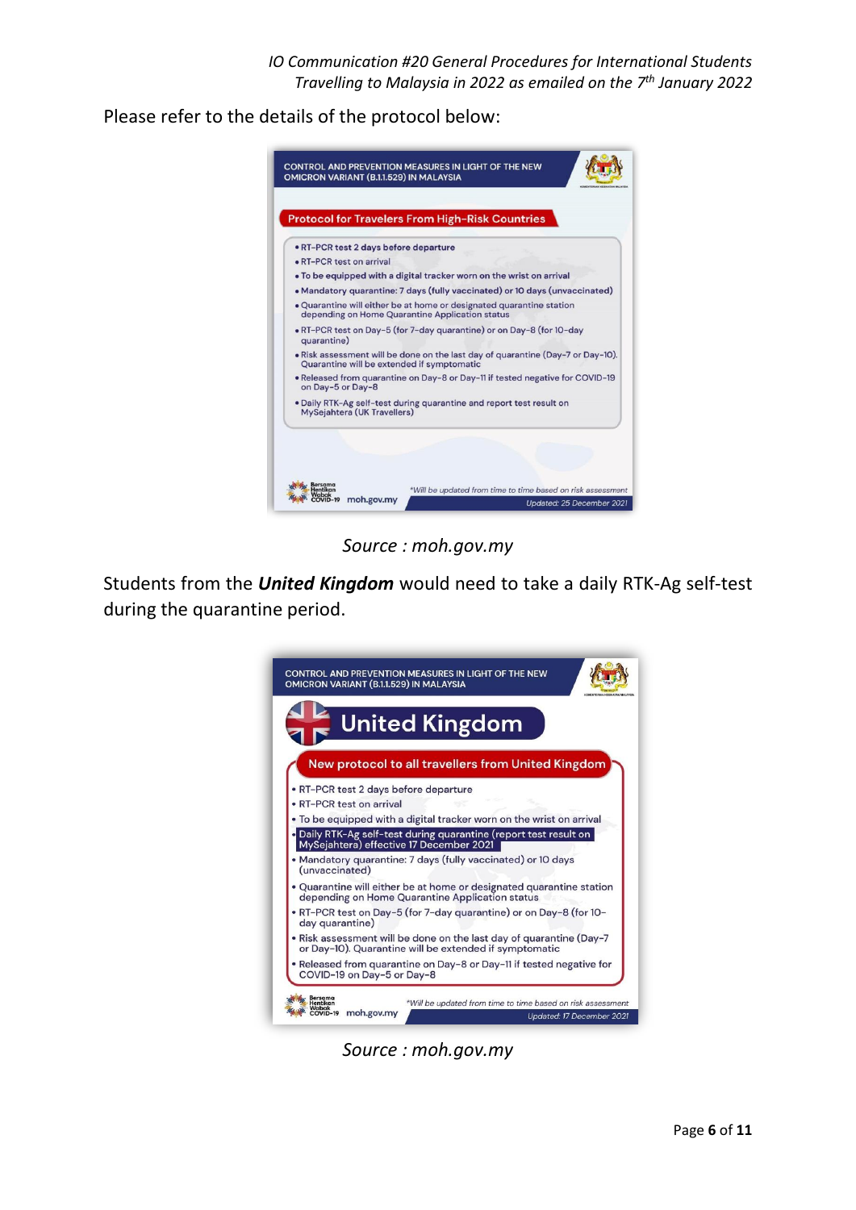Please refer to the details of the protocol below:

CONTROL AND PREVENTION MEASURES IN LIGHT OF THE NEW OMICRON VARIANT (B.1.1.529) IN MALAYSIA

**Protocol for Travelers From High-Risk Countries**

- **RT-PCR test 2 days before departure**
- RT-PCR test on arrival
- **To be equipped with a digital tracker worn on the wrist on arrival**
- **Mandatory quarantine: 7 days (fully vaccinated) or 10 days (unvaccinated)**
- Quarantine will either be at home or designated quarantine station depending on Home Quarantine Application status
- RT-PCR test on Day-5 (for 7-day quarantine) or on Day-8 (for 10-day quarantine)
- Risk assessment will be done on the last day of quarantine (Day-7 or Day-10). Quarantine will be extended if symptomatic
- Released from quarantine on Day-8 or Day-11 if tested negative for COVID-19 on Day-5 or Day-8
- Daily RTK-Ag self-test during quarantine and report test result on MySejahtera (UK Travellers)

Bersama Hentikan Wabak COVID-19 moh.gov.my

*Will be updated from time to time based on risk assessment

Updated: 25 December 2021

*Source : moh.gov.my*

Students from the ***United Kingdom*** would need to take a daily RTK-Ag self-test during the quarantine period.

CONTROL AND PREVENTION MEASURES IN LIGHT OF THE NEW OMICRON VARIANT (B.1.1.529) IN MALAYSIA

**United Kingdom**

**New protocol to all travellers from United Kingdom**

- RT-PCR test 2 days before departure
- RT-PCR test on arrival
- To be equipped with a digital tracker worn on the wrist on arrival
- Daily RTK-Ag self-test during quarantine (report test result on MySejahtera) effective 17 December 2021
- Mandatory quarantine: 7 days (fully vaccinated) or 10 days (unvaccinated)
- Quarantine will either be at home or designated quarantine station depending on Home Quarantine Application status
- RT-PCR test on Day-5 (for 7-day quarantine) or on Day-8 (for 10-day quarantine)
- Risk assessment will be done on the last day of quarantine (Day-7 or Day-10). Quarantine will be extended if symptomatic
- Released from quarantine on Day-8 or Day-11 if tested negative for COVID-19 on Day-5 or Day-8

Bersama Hentikan Wabak COVID-19 moh.gov.my

*Will be updated from time to time based on risk assessment

Updated: 17 December 2021

*Source : moh.gov.my*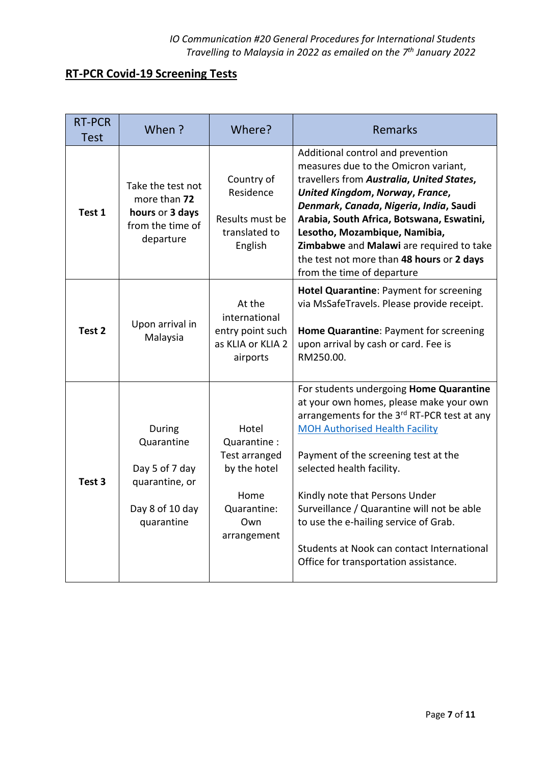## RT-PCR Covid-19 Screening Tests

| RT-PCR Test | When ? | Where? | Remarks |
|---|---|---|---|
| **Test 1** | Take the test not more than **72 hours** or **3 days** from the time of departure | Country of Residence<br><br>Results must be translated to English | Additional control and prevention measures due to the Omicron variant, travellers from ***Australia, United States, United Kingdom, Norway, France, Denmark, Canada, Nigeria, India, Saudi Arabia, South Africa, Botswana, Eswatini, Lesotho, Mozambique, Namibia, Zimbabwe*** and ***Malawi*** are required to take the test not more than **48 hours** or **2 days** from the time of departure |
| **Test 2** | Upon arrival in Malaysia | At the international entry point such as KLIA or KLIA 2 airports | **Hotel Quarantine**: Payment for screening via MsSafeTravels. Please provide receipt.<br><br>**Home Quarantine**: Payment for screening upon arrival by cash or card. Fee is RM250.00. |
| **Test 3** | During Quarantine<br><br>Day 5 of 7 day quarantine, or<br><br>Day 8 of 10 day quarantine | Hotel Quarantine : Test arranged by the hotel<br><br>Home Quarantine: Own arrangement | For students undergoing **Home Quarantine** at your own homes, please make your own arrangements for the 3rd RT-PCR test at any MOH Authorised Health Facility<br><br>Payment of the screening test at the selected health facility.<br><br>Kindly note that Persons Under Surveillance / Quarantine will not be able to use the e-hailing service of Grab.<br><br>Students at Nook can contact International Office for transportation assistance. |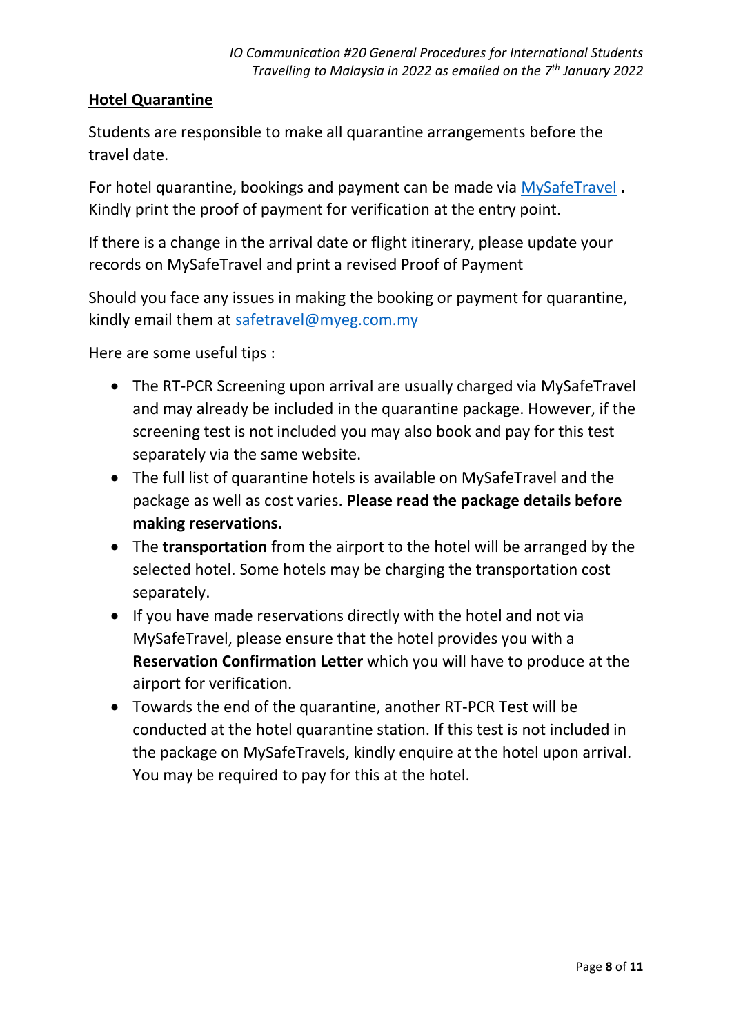## Hotel Quarantine

Students are responsible to make all quarantine arrangements before the travel date.

For hotel quarantine, bookings and payment can be made via [MySafeTravel](MySafeTravel) **.** Kindly print the proof of payment for verification at the entry point.

If there is a change in the arrival date or flight itinerary, please update your records on MySafeTravel and print a revised Proof of Payment

Should you face any issues in making the booking or payment for quarantine, kindly email them at [safetravel@myeg.com.my](mailto:safetravel@myeg.com.my)

Here are some useful tips :

- The RT-PCR Screening upon arrival are usually charged via MySafeTravel and may already be included in the quarantine package. However, if the screening test is not included you may also book and pay for this test separately via the same website.
- The full list of quarantine hotels is available on MySafeTravel and the package as well as cost varies. **Please read the package details before making reservations.**
- The **transportation** from the airport to the hotel will be arranged by the selected hotel. Some hotels may be charging the transportation cost separately.
- If you have made reservations directly with the hotel and not via MySafeTravel, please ensure that the hotel provides you with a **Reservation Confirmation Letter** which you will have to produce at the airport for verification.
- Towards the end of the quarantine, another RT-PCR Test will be conducted at the hotel quarantine station. If this test is not included in the package on MySafeTravels, kindly enquire at the hotel upon arrival. You may be required to pay for this at the hotel.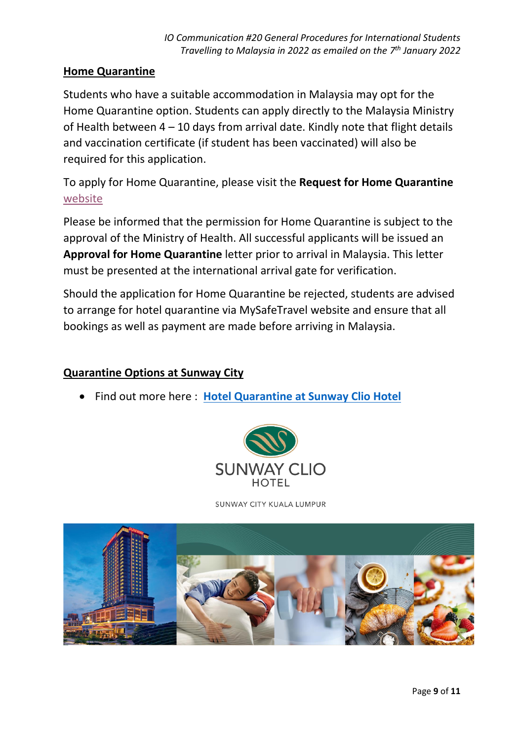## Home Quarantine

Students who have a suitable accommodation in Malaysia may opt for the Home Quarantine option. Students can apply directly to the Malaysia Ministry of Health between 4 – 10 days from arrival date. Kindly note that flight details and vaccination certificate (if student has been vaccinated) will also be required for this application.

To apply for Home Quarantine, please visit the **Request for Home Quarantine** website

Please be informed that the permission for Home Quarantine is subject to the approval of the Ministry of Health. All successful applicants will be issued an **Approval for Home Quarantine** letter prior to arrival in Malaysia. This letter must be presented at the international arrival gate for verification.

Should the application for Home Quarantine be rejected, students are advised to arrange for hotel quarantine via MySafeTravel website and ensure that all bookings as well as payment are made before arriving in Malaysia.

## Quarantine Options at Sunway City

- Find out more here : **Hotel Quarantine at Sunway Clio Hotel**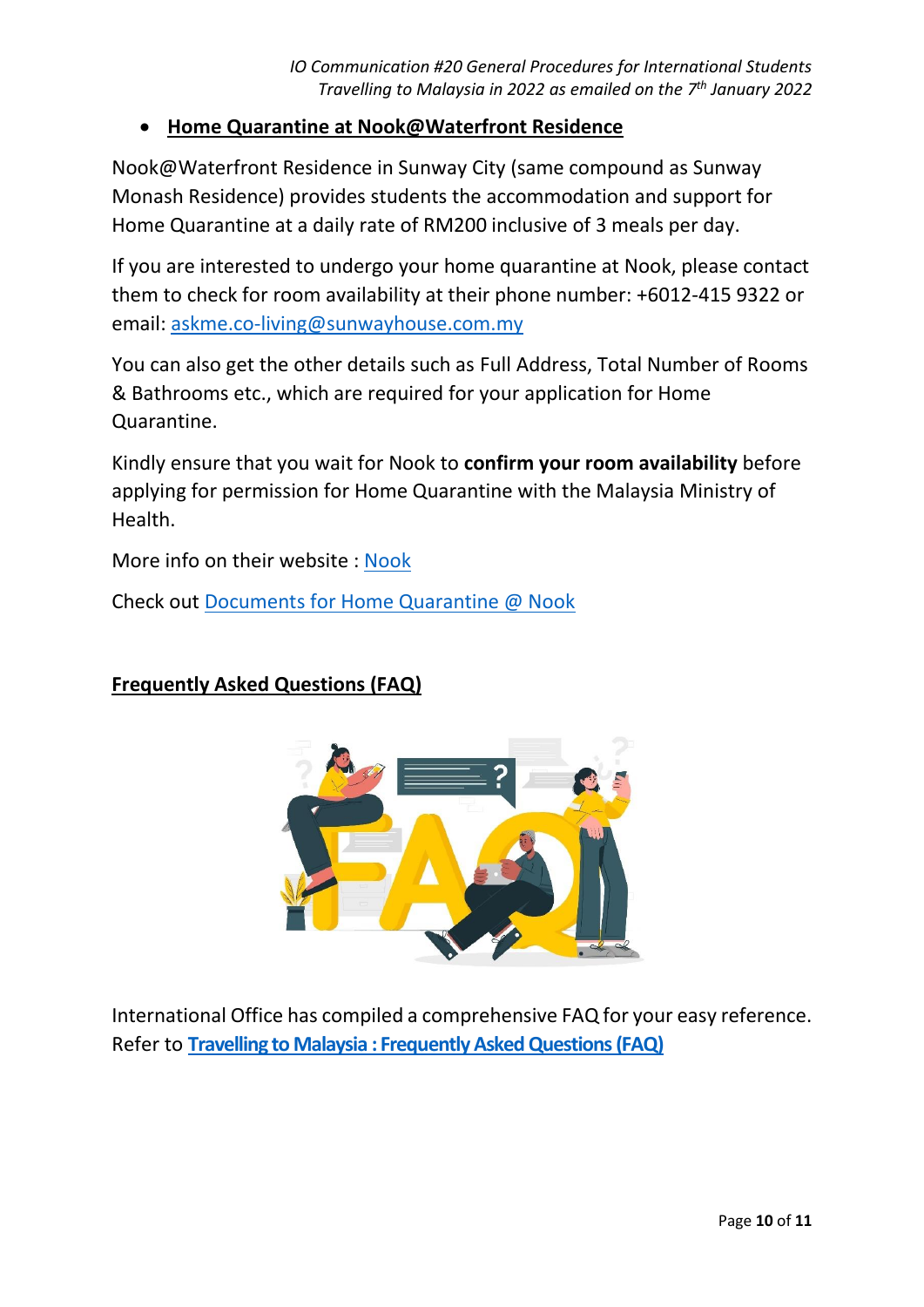- **Home Quarantine at Nook@Waterfront Residence**

Nook@Waterfront Residence in Sunway City (same compound as Sunway Monash Residence) provides students the accommodation and support for Home Quarantine at a daily rate of RM200 inclusive of 3 meals per day.

If you are interested to undergo your home quarantine at Nook, please contact them to check for room availability at their phone number: +6012-415 9322 or email: askme.co-living@sunwayhouse.com.my

You can also get the other details such as Full Address, Total Number of Rooms & Bathrooms etc., which are required for your application for Home Quarantine.

Kindly ensure that you wait for Nook to **confirm your room availability** before applying for permission for Home Quarantine with the Malaysia Ministry of Health.

More info on their website : Nook

Check out Documents for Home Quarantine @ Nook

## Frequently Asked Questions (FAQ)

International Office has compiled a comprehensive FAQ for your easy reference. Refer to **Travelling to Malaysia : Frequently Asked Questions (FAQ)**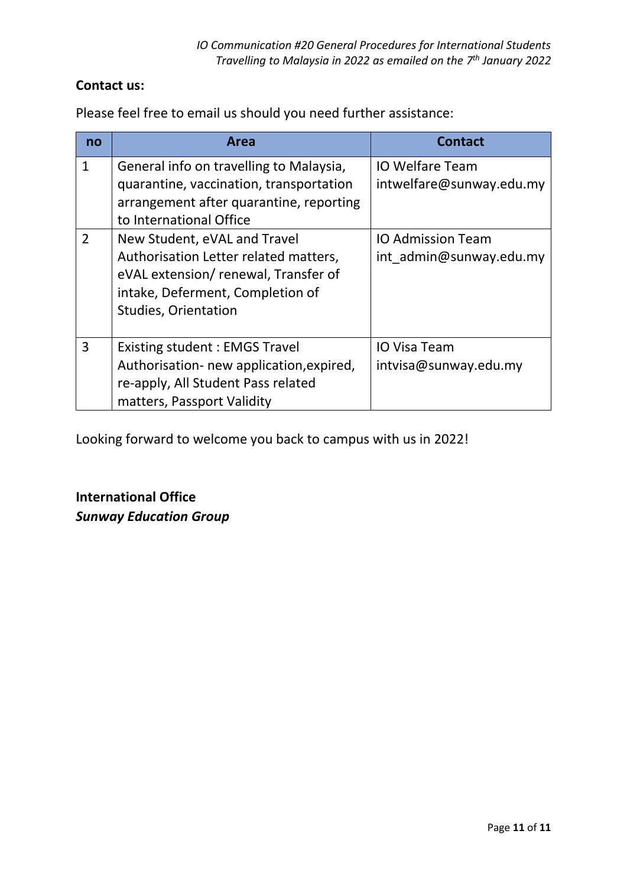**Contact us:**

Please feel free to email us should you need further assistance:

| no | Area | Contact |
|---|---|---|
| 1 | General info on travelling to Malaysia, quarantine, vaccination, transportation arrangement after quarantine, reporting to International Office | IO Welfare Team intwelfare@sunway.edu.my |
| 2 | New Student, eVAL and Travel Authorisation Letter related matters, eVAL extension/ renewal, Transfer of intake, Deferment, Completion of Studies, Orientation | IO Admission Team int_admin@sunway.edu.my |
| 3 | Existing student : EMGS Travel Authorisation- new application,expired, re-apply, All Student Pass related matters, Passport Validity | IO Visa Team intvisa@sunway.edu.my |

Looking forward to welcome you back to campus with us in 2022!

**International Office**
***Sunway Education Group***